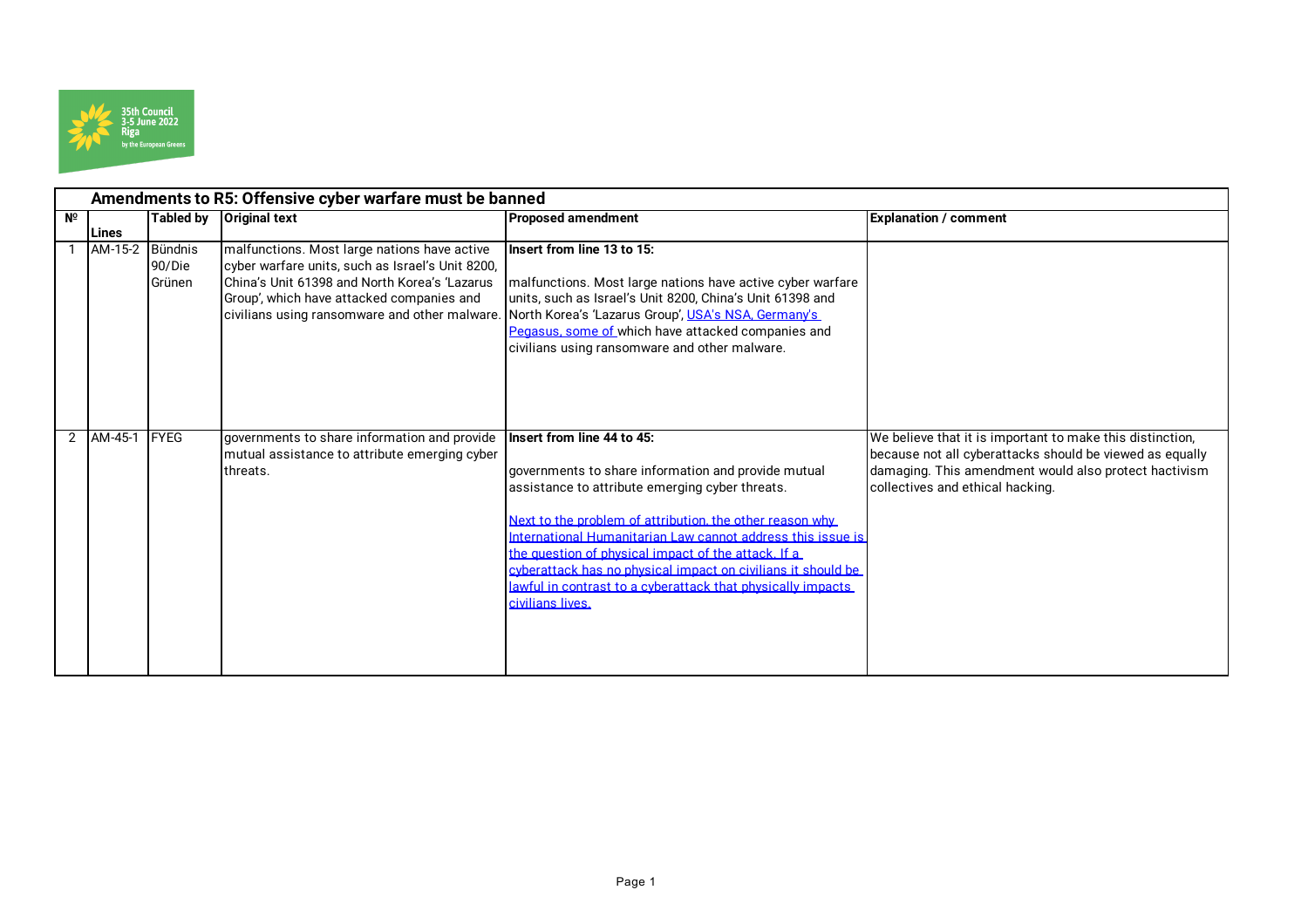| Amendments to R5: Offensive cyber warfare must be banned | | | | | |
|---|---|---|---|---|---|
| № | Lines | Tabled by | Original text | Proposed amendment | Explanation / comment |
| 1 | AM-15-2 | Bündnis 90/Die Grünen | malfunctions. Most large nations have active cyber warfare units, such as Israel's Unit 8200, China's Unit 61398 and North Korea's 'Lazarus Group', which have attacked companies and civilians using ransomware and other malware. | **Insert from line 13 to 15:**<br><br>malfunctions. Most large nations have active cyber warfare units, such as Israel's Unit 8200, China's Unit 61398 and North Korea's 'Lazarus Group', USA's NSA, Germany's Pegasus, some of which have attacked companies and civilians using ransomware and other malware. | |
| 2 | AM-45-1 | FYEG | governments to share information and provide mutual assistance to attribute emerging cyber threats. | **Insert from line 44 to 45:**<br><br>governments to share information and provide mutual assistance to attribute emerging cyber threats.<br><br>Next to the problem of attribution, the other reason why International Humanitarian Law cannot address this issue is the question of physical impact of the attack. If a cyberattack has no physical impact on civilians it should be lawful in contrast to a cyberattack that physically impacts civilians lives. | We believe that it is important to make this distinction, because not all cyberattacks should be viewed as equally damaging. This amendment would also protect hactivism collectives and ethical hacking. |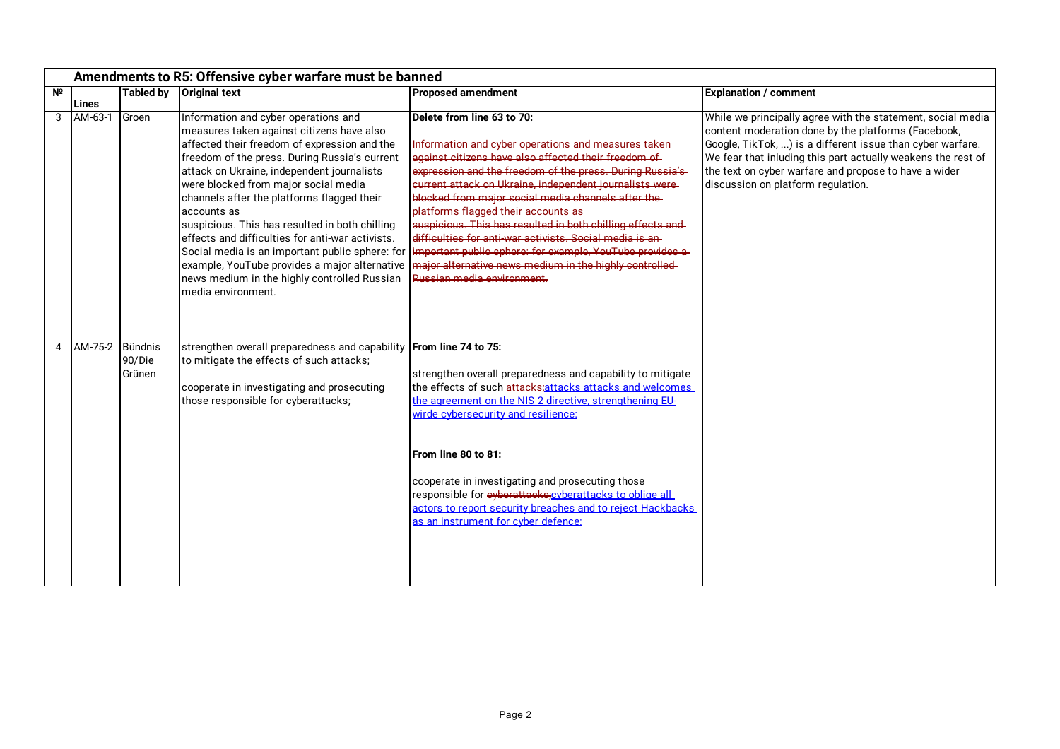| Amendments to R5: Offensive cyber warfare must be banned | | | | | |
|---|---|---|---|---|---|
| № | Lines | Tabled by | Original text | Proposed amendment | Explanation / comment |
| 3 | AM-63-1 | Groen | Information and cyber operations and measures taken against citizens have also affected their freedom of expression and the freedom of the press. During Russia's current attack on Ukraine, independent journalists were blocked from major social media channels after the platforms flagged their accounts as suspicious. This has resulted in both chilling effects and difficulties for anti-war activists. Social media is an important public sphere: for example, YouTube provides a major alternative news medium in the highly controlled Russian media environment. | **Delete from line 63 to 70:**<br><br>~~Information and cyber operations and measures taken against citizens have also affected their freedom of expression and the freedom of the press. During Russia's current attack on Ukraine, independent journalists were blocked from major social media channels after the platforms flagged their accounts as suspicious. This has resulted in both chilling effects and difficulties for anti-war activists. Social media is an important public sphere: for example, YouTube provides a major alternative news medium in the highly controlled Russian media environment.~~ | While we principally agree with the statement, social media content moderation done by the platforms (Facebook, Google, TikTok, ...) is a different issue than cyber warfare. We fear that inluding this part actually weakens the rest of the text on cyber warfare and propose to have a wider discussion on platform regulation. |
| 4 | AM-75-2 | Bündnis 90/Die Grünen | strengthen overall preparedness and capability to mitigate the effects of such attacks;<br><br>cooperate in investigating and prosecuting those responsible for cyberattacks; | **From line 74 to 75:**<br><br>strengthen overall preparedness and capability to mitigate the effects of such ~~attacks;~~attacks attacks and welcomes the agreement on the NIS 2 directive, strengthening EU-wirde cybersecurity and resilience;<br><br>**From line 80 to 81:**<br><br>cooperate in investigating and prosecuting those responsible for ~~cyberattacks;~~cyberattacks to oblige all actors to report security breaches and to reject Hackbacks as an instrument for cyber defence; | |